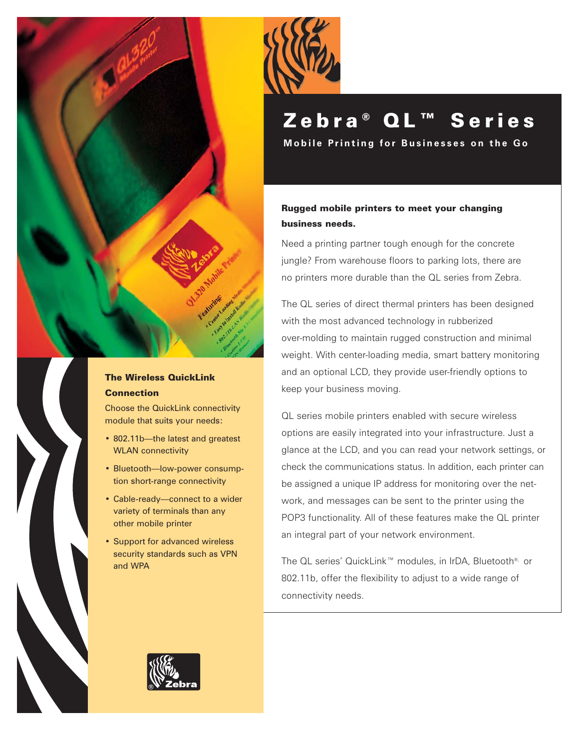# Zebra® QL™ Series

**Mobile Printing for Businesses on the Go**

## Rugged mobile printers to meet your changing business needs.

Need a printing partner tough enough for the concrete jungle? From warehouse floors to parking lots, there are no printers more durable than the QL series from Zebra.

The QL series of direct thermal printers has been designed with the most advanced technology in rubberized over-molding to maintain rugged construction and minimal weight. With center-loading media, smart battery monitoring and an optional LCD, they provide user-friendly options to keep your business moving.

QL series mobile printers enabled with secure wireless options are easily integrated into your infrastructure. Just a glance at the LCD, and you can read your network settings, or check the communications status. In addition, each printer can be assigned a unique IP address for monitoring over the network, and messages can be sent to the printer using the POP3 functionality. All of these features make the QL printer an integral part of your network environment.

The QL series' QuickLink™ modules, in IrDA, Bluetooth®, or 802.11b, offer the flexibility to adjust to a wide range of connectivity needs.

### The Wireless QuickLink Connection

Choose the QuickLink connectivity module that suits your needs:

- 802.11b—the latest and greatest WLAN connectivity
- Bluetooth—low-power consumption short-range connectivity
- Cable-ready—connect to a wider variety of terminals than any other mobile printer
- Support for advanced wireless security standards such as VPN and WPA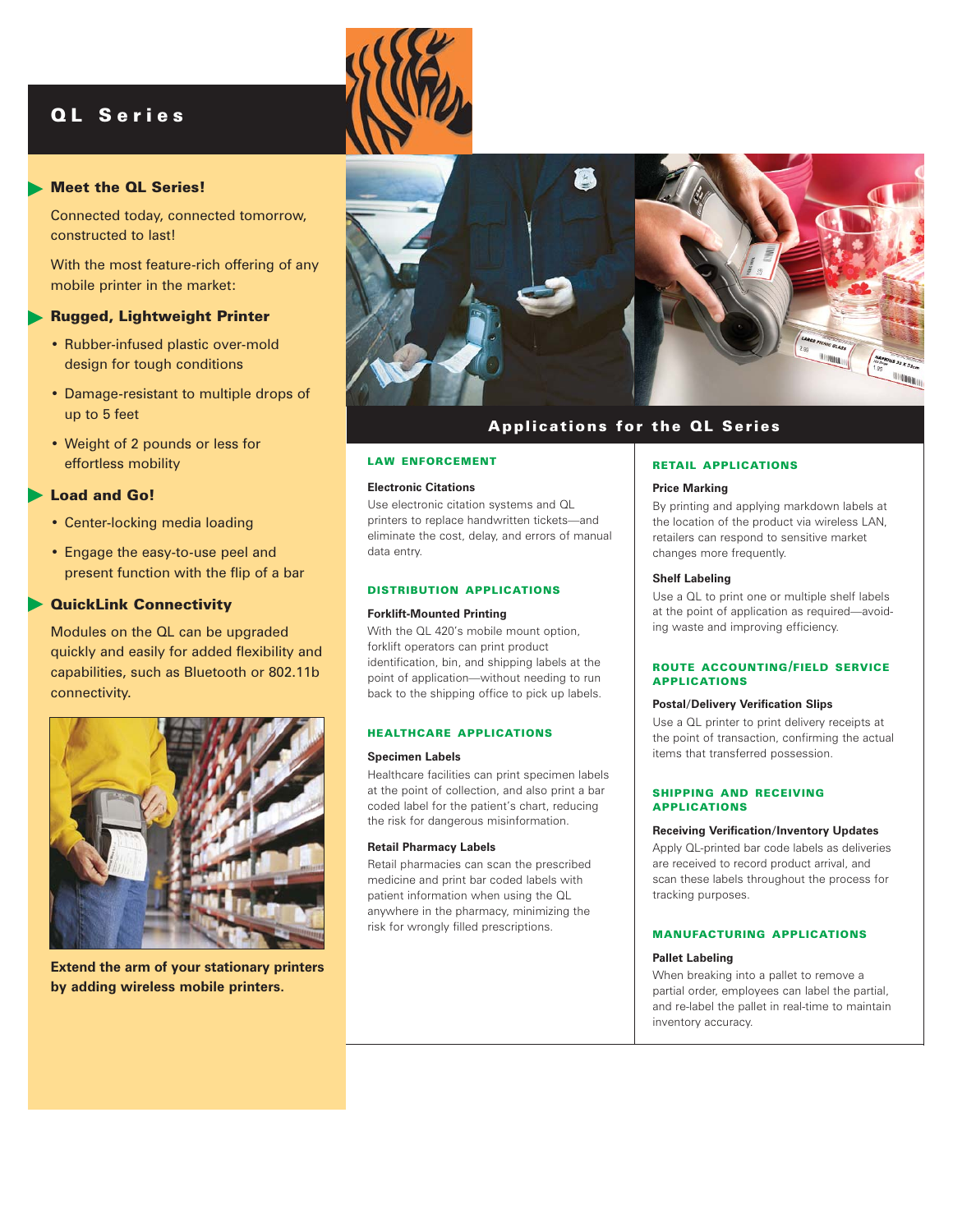# QL Series

## Meet the QL Series!

Connected today, connected tomorrow, constructed to last!

With the most feature-rich offering of any mobile printer in the market:

## Rugged, Lightweight Printer

- Rubber-infused plastic over-mold design for tough conditions
- Damage-resistant to multiple drops of up to 5 feet
- Weight of 2 pounds or less for effortless mobility

## Load and Go!

- Center-locking media loading
- Engage the easy-to-use peel and present function with the flip of a bar

## QuickLink Connectivity

Modules on the QL can be upgraded quickly and easily for added flexibility and capabilities, such as Bluetooth or 802.11b connectivity.

**Extend the arm of your stationary printers by adding wireless mobile printers.**

## Applications for the QL Series

### LAW ENFORCEMENT

**Electronic Citations**

Use electronic citation systems and QL printers to replace handwritten tickets—and eliminate the cost, delay, and errors of manual data entry.

### DISTRIBUTION APPLICATIONS

**Forklift-Mounted Printing**

With the QL 420's mobile mount option, forklift operators can print product identification, bin, and shipping labels at the point of application—without needing to run back to the shipping office to pick up labels.

### HEALTHCARE APPLICATIONS

**Specimen Labels**

Healthcare facilities can print specimen labels at the point of collection, and also print a bar coded label for the patient's chart, reducing the risk for dangerous misinformation.

**Retail Pharmacy Labels**

Retail pharmacies can scan the prescribed medicine and print bar coded labels with patient information when using the QL anywhere in the pharmacy, minimizing the risk for wrongly filled prescriptions.

### RETAIL APPLICATIONS

**Price Marking**

By printing and applying markdown labels at the location of the product via wireless LAN, retailers can respond to sensitive market changes more frequently.

**Shelf Labeling**

Use a QL to print one or multiple shelf labels at the point of application as required—avoiding waste and improving efficiency.

### ROUTE ACCOUNTING/FIELD SERVICE APPLICATIONS

**Postal/Delivery Verification Slips**

Use a QL printer to print delivery receipts at the point of transaction, confirming the actual items that transferred possession.

### SHIPPING AND RECEIVING APPLICATIONS

**Receiving Verification/Inventory Updates**

Apply QL-printed bar code labels as deliveries are received to record product arrival, and scan these labels throughout the process for tracking purposes.

### MANUFACTURING APPLICATIONS

**Pallet Labeling**

When breaking into a pallet to remove a partial order, employees can label the partial, and re-label the pallet in real-time to maintain inventory accuracy.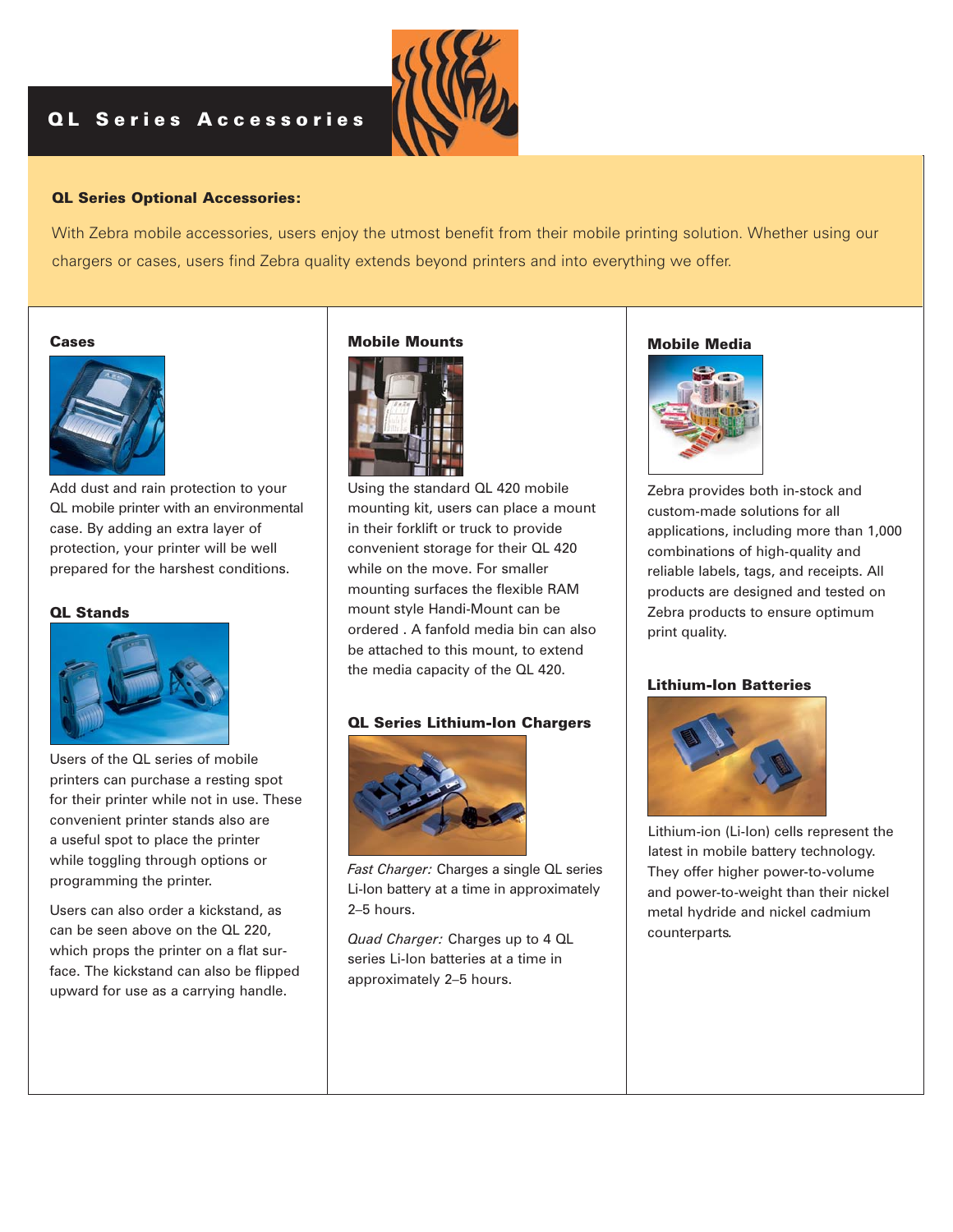# QL Series Accessories

**QL Series Optional Accessories:**

With Zebra mobile accessories, users enjoy the utmost benefit from their mobile printing solution. Whether using our chargers or cases, users find Zebra quality extends beyond printers and into everything we offer.

### Cases

Add dust and rain protection to your QL mobile printer with an environmental case. By adding an extra layer of protection, your printer will be well prepared for the harshest conditions.

### QL Stands

Users of the QL series of mobile printers can purchase a resting spot for their printer while not in use. These convenient printer stands also are a useful spot to place the printer while toggling through options or programming the printer.

Users can also order a kickstand, as can be seen above on the QL 220, which props the printer on a flat surface. The kickstand can also be flipped upward for use as a carrying handle.

### Mobile Mounts

Using the standard QL 420 mobile mounting kit, users can place a mount in their forklift or truck to provide convenient storage for their QL 420 while on the move. For smaller mounting surfaces the flexible RAM mount style Handi-Mount can be ordered . A fanfold media bin can also be attached to this mount, to extend the media capacity of the QL 420.

### QL Series Lithium-Ion Chargers

*Fast Charger:* Charges a single QL series Li-Ion battery at a time in approximately 2–5 hours.

*Quad Charger:* Charges up to 4 QL series Li-Ion batteries at a time in approximately 2–5 hours.

### Mobile Media

Zebra provides both in-stock and custom-made solutions for all applications, including more than 1,000 combinations of high-quality and reliable labels, tags, and receipts. All products are designed and tested on Zebra products to ensure optimum print quality.

### Lithium-Ion Batteries

Lithium-ion (Li-Ion) cells represent the latest in mobile battery technology. They offer higher power-to-volume and power-to-weight than their nickel metal hydride and nickel cadmium counterparts.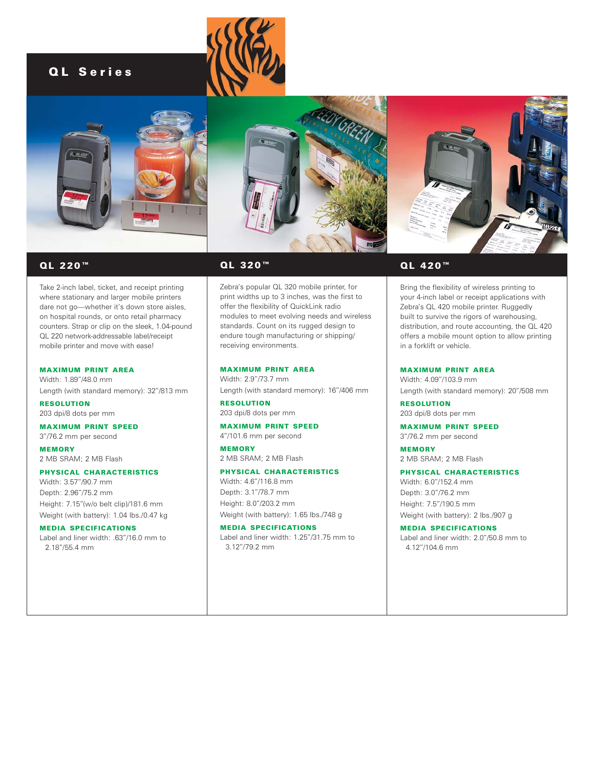# QL Series

## QL 220™

Take 2-inch label, ticket, and receipt printing where stationary and larger mobile printers dare not go—whether it's down store aisles, on hospital rounds, or onto retail pharmacy counters. Strap or clip on the sleek, 1.04-pound QL 220 network-addressable label/receipt mobile printer and move with ease!

### MAXIMUM PRINT AREA

Width: 1.89"/48.0 mm

Length (with standard memory): 32"/813 mm

### RESOLUTION

203 dpi/8 dots per mm

### MAXIMUM PRINT SPEED

3"/76.2 mm per second

### MEMORY

2 MB SRAM; 2 MB Flash

### PHYSICAL CHARACTERISTICS

Width: 3.57"/90.7 mm

Depth: 2.96"/75.2 mm

Height: 7.15"(w/o belt clip)/181.6 mm

Weight (with battery): 1.04 lbs./0.47 kg

### MEDIA SPECIFICATIONS

Label and liner width: .63"/16.0 mm to 2.18"/55.4 mm

## QL 320™

Zebra's popular QL 320 mobile printer, for print widths up to 3 inches, was the first to offer the flexibility of QuickLink radio modules to meet evolving needs and wireless standards. Count on its rugged design to endure tough manufacturing or shipping/receiving environments.

### MAXIMUM PRINT AREA

Width: 2.9"/73.7 mm

Length (with standard memory): 16"/406 mm

### RESOLUTION

203 dpi/8 dots per mm

### MAXIMUM PRINT SPEED

4"/101.6 mm per second

### MEMORY

2 MB SRAM; 2 MB Flash

### PHYSICAL CHARACTERISTICS

Width: 4.6"/116.8 mm

Depth: 3.1"/78.7 mm

Height: 8.0"/203.2 mm

Weight (with battery): 1.65 lbs./748 g

### MEDIA SPECIFICATIONS

Label and liner width: 1.25"/31.75 mm to 3.12"/79.2 mm

## QL 420™

Bring the flexibility of wireless printing to your 4-inch label or receipt applications with Zebra's QL 420 mobile printer. Ruggedly built to survive the rigors of warehousing, distribution, and route accounting, the QL 420 offers a mobile mount option to allow printing in a forklift or vehicle.

### MAXIMUM PRINT AREA

Width: 4.09"/103.9 mm

Length (with standard memory): 20"/508 mm

### RESOLUTION

203 dpi/8 dots per mm

### MAXIMUM PRINT SPEED

3"/76.2 mm per second

### MEMORY

2 MB SRAM; 2 MB Flash

### PHYSICAL CHARACTERISTICS

Width: 6.0"/152.4 mm

Depth: 3.0"/76.2 mm

Height: 7.5"/190.5 mm

Weight (with battery): 2 lbs./907 g

### MEDIA SPECIFICATIONS

Label and liner width: 2.0"/50.8 mm to 4.12"/104.6 mm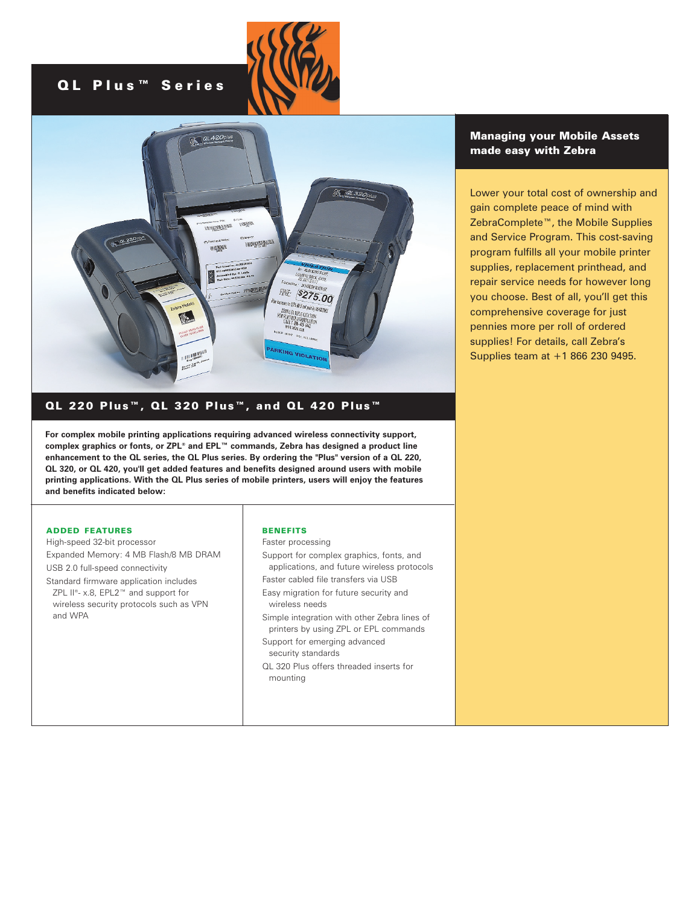# QL Plus™ Series

## QL 220 Plus™, QL 320 Plus™, and QL 420 Plus™

**For complex mobile printing applications requiring advanced wireless connectivity support, complex graphics or fonts, or ZPL® and EPL™ commands, Zebra has designed a product line enhancement to the QL series, the QL Plus series. By ordering the "Plus" version of a QL 220, QL 320, or QL 420, you'll get added features and benefits designed around users with mobile printing applications. With the QL Plus series of mobile printers, users will enjoy the features and benefits indicated below:**

| ADDED FEATURES | BENEFITS |
|---|---|
| High-speed 32-bit processor | Faster processing |
| Expanded Memory: 4 MB Flash/8 MB DRAM | Support for complex graphics, fonts, and applications, and future wireless protocols |
| USB 2.0 full-speed connectivity | Faster cabled file transfers via USB |
| Standard firmware application includes ZPL II®- x.8, EPL2™ and support for wireless security protocols such as VPN and WPA | Easy migration for future security and wireless needs |
| | Simple integration with other Zebra lines of printers by using ZPL or EPL commands |
| | Support for emerging advanced security standards |
| | QL 320 Plus offers threaded inserts for mounting |

### Managing your Mobile Assets made easy with Zebra

Lower your total cost of ownership and gain complete peace of mind with ZebraComplete™, the Mobile Supplies and Service Program. This cost-saving program fulfills all your mobile printer supplies, replacement printhead, and repair service needs for however long you choose. Best of all, you'll get this comprehensive coverage for just pennies more per roll of ordered supplies! For details, call Zebra's Supplies team at +1 866 230 9495.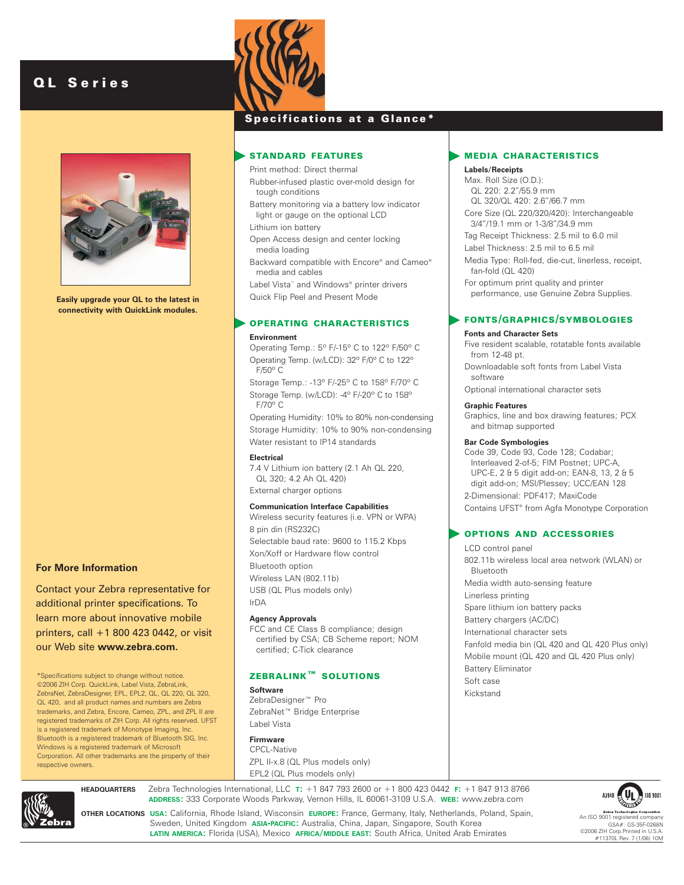# QL Series

## Specifications at a Glance*

Easily upgrade your QL to the latest in connectivity with QuickLink modules.

### STANDARD FEATURES

Print method: Direct thermal

Rubber-infused plastic over-mold design for tough conditions

Battery monitoring via a battery low indicator light or gauge on the optional LCD

Lithium ion battery

Open Access design and center locking media loading

Backward compatible with Encore® and Cameo® media and cables

Label Vista™ and Windows® printer drivers

Quick Flip Peel and Present Mode

### OPERATING CHARACTERISTICS

**Environment**

Operating Temp.: 5º F/-15º C to 122º F/50º C

Operating Temp. (w/LCD): 32º F/0º C to 122º F/50º C

Storage Temp.: -13º F/-25º C to 158º F/70º C

Storage Temp. (w/LCD): -4º F/-20º C to 158º F/70º C

Operating Humidity: 10% to 80% non-condensing

Storage Humidity: 10% to 90% non-condensing

Water resistant to IP14 standards

**Electrical**

7.4 V Lithium ion battery (2.1 Ah QL 220, QL 320; 4.2 Ah QL 420)

External charger options

**Communication Interface Capabilities**

Wireless security features (i.e. VPN or WPA)

8 pin din (RS232C)

Selectable baud rate: 9600 to 115.2 Kbps

Xon/Xoff or Hardware flow control

Bluetooth option

Wireless LAN (802.11b)

USB (QL Plus models only)

IrDA

**Agency Approvals**

FCC and CE Class B compliance; design certified by CSA; CB Scheme report; NOM certified; C-Tick clearance

### ZEBRALINK™ SOLUTIONS

**Software**

ZebraDesigner™ Pro

ZebraNet™ Bridge Enterprise

Label Vista

**Firmware**

CPCL-Native

ZPL II-x.8 (QL Plus models only)

EPL2 (QL Plus models only)

### MEDIA CHARACTERISTICS

**Labels/Receipts**

Max. Roll Size (O.D.):
QL 220: 2.2"/55.9 mm
QL 320/QL 420: 2.6"/66.7 mm

Core Size (QL 220/320/420): Interchangeable 3/4"/19.1 mm or 1-3/8"/34.9 mm

Tag Receipt Thickness: 2.5 mil to 6.0 mil

Label Thickness: 2.5 mil to 6.5 mil

Media Type: Roll-fed, die-cut, linerless, receipt, fan-fold (QL 420)

For optimum print quality and printer performance, use Genuine Zebra Supplies.

### FONTS/GRAPHICS/SYMBOLOGIES

**Fonts and Character Sets**

Five resident scalable, rotatable fonts available from 12-48 pt.

Downloadable soft fonts from Label Vista software

Optional international character sets

**Graphic Features**

Graphics, line and box drawing features; PCX and bitmap supported

**Bar Code Symbologies**

Code 39, Code 93, Code 128; Codabar; Interleaved 2-of-5; FIM Postnet; UPC-A, UPC-E, 2 & 5 digit add-on; EAN-8, 13, 2 & 5 digit add-on; MSI/Plessey; UCC/EAN 128

2-Dimensional: PDF417; MaxiCode

Contains UFST® from Agfa Monotype Corporation

### OPTIONS AND ACCESSORIES

LCD control panel

802.11b wireless local area network (WLAN) or Bluetooth

Media width auto-sensing feature

Linerless printing

Spare lithium ion battery packs

Battery chargers (AC/DC)

International character sets

Fanfold media bin (QL 420 and QL 420 Plus only)

Mobile mount (QL 420 and QL 420 Plus only)

Battery Eliminator

Soft case

Kickstand

### For More Information

Contact your Zebra representative for additional printer specifications. To learn more about innovative mobile printers, call +1 800 423 0442, or visit our Web site **www.zebra.com.**

*Specifications subject to change without notice. ©2006 ZIH Corp. QuickLink, Label Vista, ZebraLink, ZebraNet, ZebraDesigner, EPL, EPL2, QL, QL 220, QL 320, QL 420, and all product names and numbers are Zebra trademarks, and Zebra, Encore, Cameo, ZPL, and ZPL II are registered trademarks of ZIH Corp. All rights reserved. UFST is a registered trademark of Monotype Imaging, Inc. Bluetooth is a registered trademark of Bluetooth SIG, Inc. Windows is a registered trademark of Microsoft Corporation. All other trademarks are the property of their respective owners.

**HEADQUARTERS** Zebra Technologies International, LLC **T:** +1 847 793 2600 or +1 800 423 0442 **F:** +1 847 913 8766
**ADDRESS:** 333 Corporate Woods Parkway, Vernon Hills, IL 60061-3109 U.S.A. **WEB:** www.zebra.com

**OTHER LOCATIONS** **USA:** California, Rhode Island, Wisconsin **EUROPE:** France, Germany, Italy, Netherlands, Poland, Spain, Sweden, United Kingdom **ASIA-PACIFIC:** Australia, China, Japan, Singapore, South Korea **LATIN AMERICA:** Florida (USA), Mexico **AFRICA/MIDDLE EAST:** South Africa, United Arab Emirates

A394B ISO 9001

Zebra Technologies Corporation
An ISO 9001 registered company
GSA#: GS-35F-0268N
©2006 ZIH Corp.Printed in U.S.A.
#11370L Rev. 7 (1/06) 10M